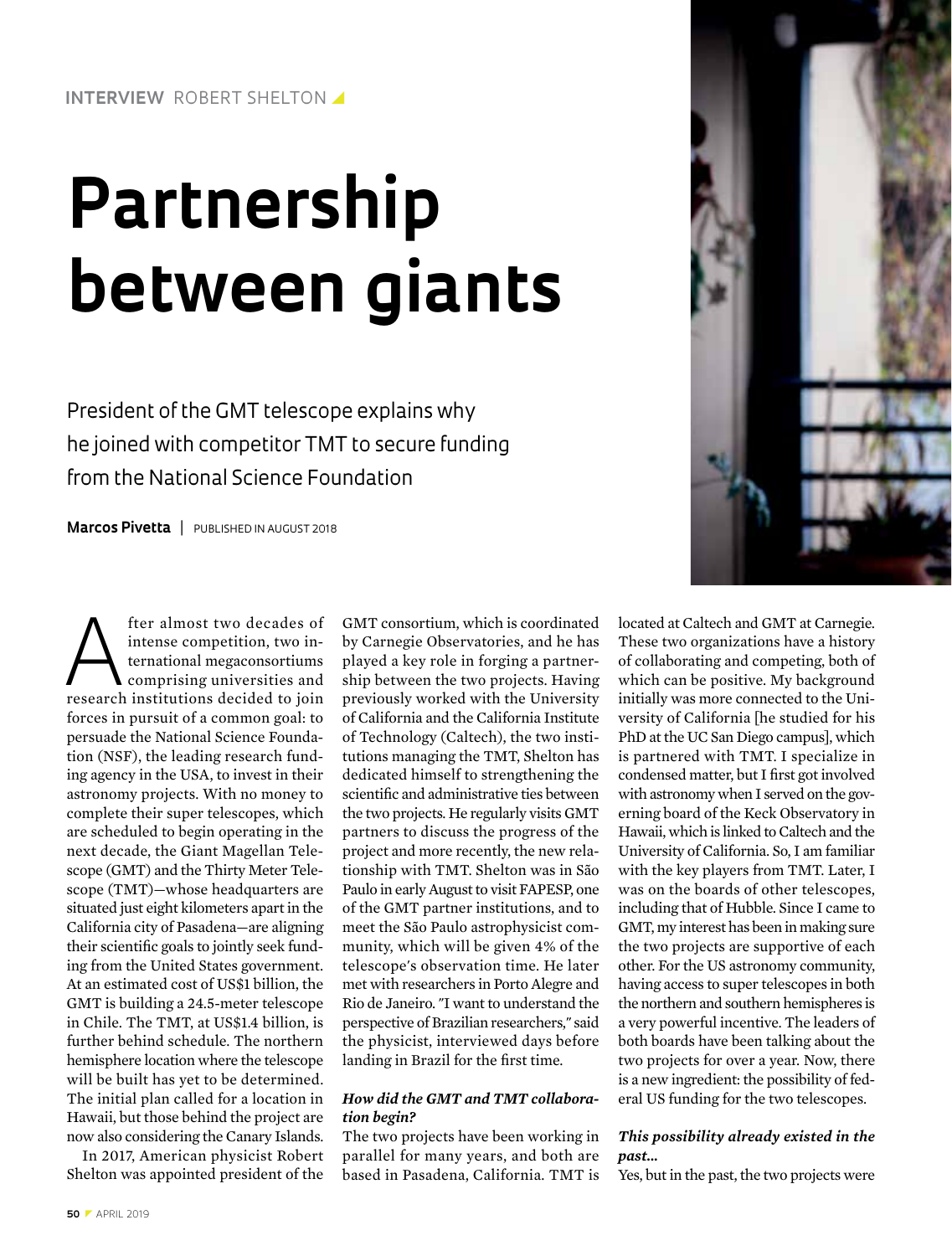INTERVIEW ROBERT SHELTON

# Partnership between giants

President of the GMT telescope explains why he joined with competitor TMT to secure funding from the National Science Foundation

**Marcos Pivetta** | PUBLISHED IN AUGUST 2018

After almost two decades of intense competition, two international megaconsortiums comprising universities and research institutions decided to join forces in pursuit of a common goal: to persuade the National Science Foundation (NSF), the leading research funding agency in the USA, to invest in their astronomy projects. With no money to complete their super telescopes, which are scheduled to begin operating in the next decade, the Giant Magellan Telescope (GMT) and the Thirty Meter Telescope (TMT)—whose headquarters are situated just eight kilometers apart in the California city of Pasadena—are aligning their scientific goals to jointly seek funding from the United States government. At an estimated cost of US$1 billion, the GMT is building a 24.5-meter telescope in Chile. The TMT, at US$1.4 billion, is further behind schedule. The northern hemisphere location where the telescope will be built has yet to be determined. The initial plan called for a location in Hawaii, but those behind the project are now also considering the Canary Islands.

In 2017, American physicist Robert Shelton was appointed president of the GMT consortium, which is coordinated by Carnegie Observatories, and he has played a key role in forging a partnership between the two projects. Having previously worked with the University of California and the California Institute of Technology (Caltech), the two institutions managing the TMT, Shelton has dedicated himself to strengthening the scientific and administrative ties between the two projects. He regularly visits GMT partners to discuss the progress of the project and more recently, the new relationship with TMT. Shelton was in São Paulo in early August to visit FAPESP, one of the GMT partner institutions, and to meet the São Paulo astrophysicist community, which will be given 4% of the telescope's observation time. He later met with researchers in Porto Alegre and Rio de Janeiro. "I want to understand the perspective of Brazilian researchers," said the physicist, interviewed days before landing in Brazil for the first time.

***How did the GMT and TMT collaboration begin?***

The two projects have been working in parallel for many years, and both are based in Pasadena, California. TMT is located at Caltech and GMT at Carnegie. These two organizations have a history of collaborating and competing, both of which can be positive. My background initially was more connected to the University of California [he studied for his PhD at the UC San Diego campus], which is partnered with TMT. I specialize in condensed matter, but I first got involved with astronomy when I served on the governing board of the Keck Observatory in Hawaii, which is linked to Caltech and the University of California. So, I am familiar with the key players from TMT. Later, I was on the boards of other telescopes, including that of Hubble. Since I came to GMT, my interest has been in making sure the two projects are supportive of each other. For the US astronomy community, having access to super telescopes in both the northern and southern hemispheres is a very powerful incentive. The leaders of both boards have been talking about the two projects for over a year. Now, there is a new ingredient: the possibility of federal US funding for the two telescopes.

***This possibility already existed in the past...***

Yes, but in the past, the two projects were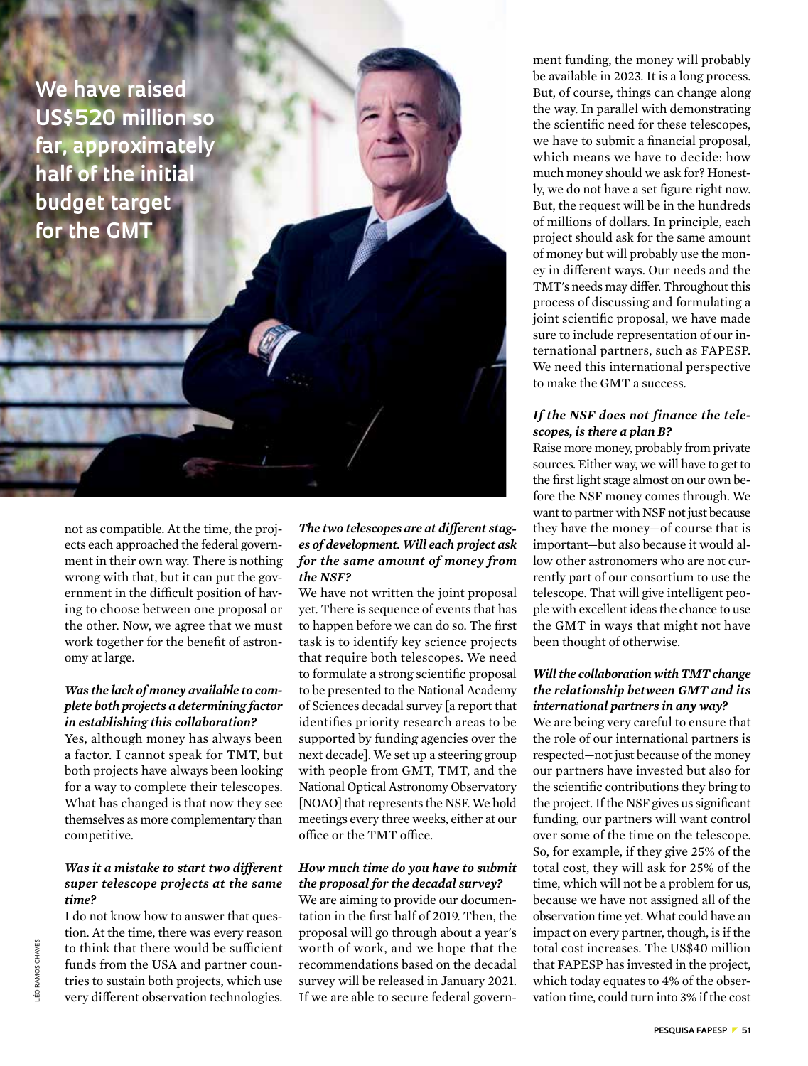**We have raised US$520 million so far, approximately half of the initial budget target for the GMT**

not as compatible. At the time, the projects each approached the federal government in their own way. There is nothing wrong with that, but it can put the government in the difficult position of having to choose between one proposal or the other. Now, we agree that we must work together for the benefit of astronomy at large.

***Was the lack of money available to complete both projects a determining factor in establishing this collaboration?***

Yes, although money has always been a factor. I cannot speak for TMT, but both projects have always been looking for a way to complete their telescopes. What has changed is that now they see themselves as more complementary than competitive.

***Was it a mistake to start two different super telescope projects at the same time?***

I do not know how to answer that question. At the time, there was every reason to think that there would be sufficient funds from the USA and partner countries to sustain both projects, which use very different observation technologies.

***The two telescopes are at different stages of development. Will each project ask for the same amount of money from the NSF?***

We have not written the joint proposal yet. There is sequence of events that has to happen before we can do so. The first task is to identify key science projects that require both telescopes. We need to formulate a strong scientific proposal to be presented to the National Academy of Sciences decadal survey [a report that identifies priority research areas to be supported by funding agencies over the next decade]. We set up a steering group with people from GMT, TMT, and the National Optical Astronomy Observatory [NOAO] that represents the NSF. We hold meetings every three weeks, either at our office or the TMT office.

***How much time do you have to submit the proposal for the decadal survey?***

We are aiming to provide our documentation in the first half of 2019. Then, the proposal will go through about a year's worth of work, and we hope that the recommendations based on the decadal survey will be released in January 2021. If we are able to secure federal government funding, the money will probably be available in 2023. It is a long process. But, of course, things can change along the way. In parallel with demonstrating the scientific need for these telescopes, we have to submit a financial proposal, which means we have to decide: how much money should we ask for? Honestly, we do not have a set figure right now. But, the request will be in the hundreds of millions of dollars. In principle, each project should ask for the same amount of money but will probably use the money in different ways. Our needs and the TMT's needs may differ. Throughout this process of discussing and formulating a joint scientific proposal, we have made sure to include representation of our international partners, such as FAPESP. We need this international perspective to make the GMT a success.

***If the NSF does not finance the telescopes, is there a plan B?***

Raise more money, probably from private sources. Either way, we will have to get to the first light stage almost on our own before the NSF money comes through. We want to partner with NSF not just because they have the money—of course that is important—but also because it would allow other astronomers who are not currently part of our consortium to use the telescope. That will give intelligent people with excellent ideas the chance to use the GMT in ways that might not have been thought of otherwise.

***Will the collaboration with TMT change the relationship between GMT and its international partners in any way?***

We are being very careful to ensure that the role of our international partners is respected—not just because of the money our partners have invested but also for the scientific contributions they bring to the project. If the NSF gives us significant funding, our partners will want control over some of the time on the telescope. So, for example, if they give 25% of the total cost, they will ask for 25% of the time, which will not be a problem for us, because we have not assigned all of the observation time yet. What could have an impact on every partner, though, is if the total cost increases. The US$40 million that FAPESP has invested in the project, which today equates to 4% of the observation time, could turn into 3% if the cost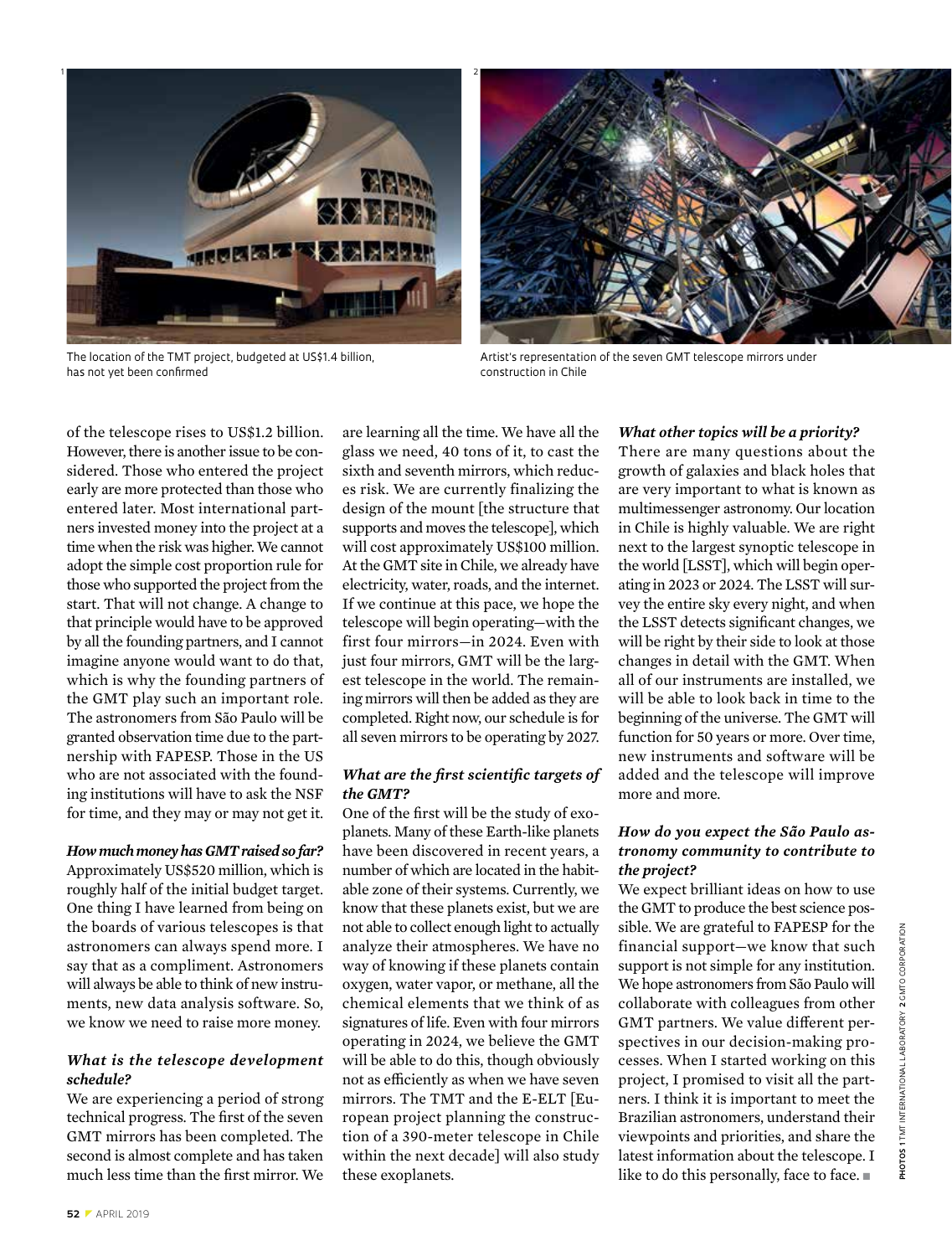The location of the TMT project, budgeted at US$1.4 billion, has not yet been confirmed

Artist's representation of the seven GMT telescope mirrors under construction in Chile

of the telescope rises to US$1.2 billion. However, there is another issue to be considered. Those who entered the project early are more protected than those who entered later. Most international partners invested money into the project at a time when the risk was higher. We cannot adopt the simple cost proportion rule for those who supported the project from the start. That will not change. A change to that principle would have to be approved by all the founding partners, and I cannot imagine anyone would want to do that, which is why the founding partners of the GMT play such an important role. The astronomers from São Paulo will be granted observation time due to the partnership with FAPESP. Those in the US who are not associated with the founding institutions will have to ask the NSF for time, and they may or may not get it.

***How much money has GMT raised so far?***

Approximately US$520 million, which is roughly half of the initial budget target. One thing I have learned from being on the boards of various telescopes is that astronomers can always spend more. I say that as a compliment. Astronomers will always be able to think of new instruments, new data analysis software. So, we know we need to raise more money.

***What is the telescope development schedule?***

We are experiencing a period of strong technical progress. The first of the seven GMT mirrors has been completed. The second is almost complete and has taken much less time than the first mirror. We are learning all the time. We have all the glass we need, 40 tons of it, to cast the sixth and seventh mirrors, which reduces risk. We are currently finalizing the design of the mount [the structure that supports and moves the telescope], which will cost approximately US$100 million. At the GMT site in Chile, we already have electricity, water, roads, and the internet. If we continue at this pace, we hope the telescope will begin operating—with the first four mirrors—in 2024. Even with just four mirrors, GMT will be the largest telescope in the world. The remaining mirrors will then be added as they are completed. Right now, our schedule is for all seven mirrors to be operating by 2027.

***What are the first scientific targets of the GMT?***

One of the first will be the study of exoplanets. Many of these Earth-like planets have been discovered in recent years, a number of which are located in the habitable zone of their systems. Currently, we know that these planets exist, but we are not able to collect enough light to actually analyze their atmospheres. We have no way of knowing if these planets contain oxygen, water vapor, or methane, all the chemical elements that we think of as signatures of life. Even with four mirrors operating in 2024, we believe the GMT will be able to do this, though obviously not as efficiently as when we have seven mirrors. The TMT and the E-ELT [European project planning the construction of a 390-meter telescope in Chile within the next decade] will also study these exoplanets.

***What other topics will be a priority?***

There are many questions about the growth of galaxies and black holes that are very important to what is known as multimessenger astronomy. Our location in Chile is highly valuable. We are right next to the largest synoptic telescope in the world [LSST], which will begin operating in 2023 or 2024. The LSST will survey the entire sky every night, and when the LSST detects significant changes, we will be right by their side to look at those changes in detail with the GMT. When all of our instruments are installed, we will be able to look back in time to the beginning of the universe. The GMT will function for 50 years or more. Over time, new instruments and software will be added and the telescope will improve more and more.

***How do you expect the São Paulo astronomy community to contribute to the project?***

We expect brilliant ideas on how to use the GMT to produce the best science possible. We are grateful to FAPESP for the financial support—we know that such support is not simple for any institution. We hope astronomers from São Paulo will collaborate with colleagues from other GMT partners. We value different perspectives in our decision-making processes. When I started working on this project, I promised to visit all the partners. I think it is important to meet the Brazilian astronomers, understand their viewpoints and priorities, and share the latest information about the telescope. I like to do this personally, face to face. ■

PHOTOS 1 TMT INTERNATIONAL LABORATORY 2 GMTO CORPORATION